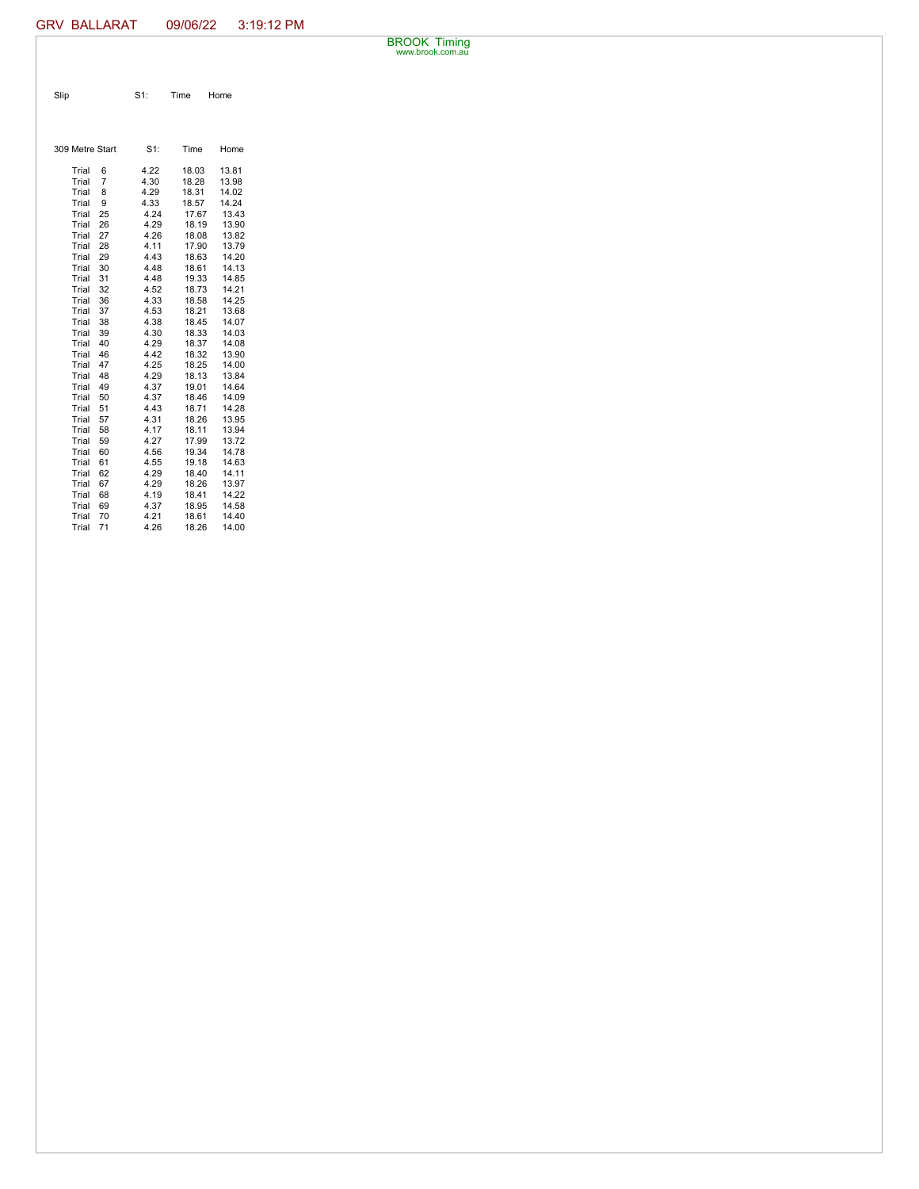GRV BALLARAT 09/06/22 3:19:12 PM

BROOK Timing
www.brook.com.au

| Slip | S1: | Time | Home |
|---|---|---|---|

| 309 Metre Start | S1: | Time | Home |
|---|---|---|---|
| Trial 6 | 4.22 | 18.03 | 13.81 |
| Trial 7 | 4.30 | 18.28 | 13.98 |
| Trial 8 | 4.29 | 18.31 | 14.02 |
| Trial 9 | 4.33 | 18.57 | 14.24 |
| Trial 25 | 4.24 | 17.67 | 13.43 |
| Trial 26 | 4.29 | 18.19 | 13.90 |
| Trial 27 | 4.26 | 18.08 | 13.82 |
| Trial 28 | 4.11 | 17.90 | 13.79 |
| Trial 29 | 4.43 | 18.63 | 14.20 |
| Trial 30 | 4.48 | 18.61 | 14.13 |
| Trial 31 | 4.48 | 19.33 | 14.85 |
| Trial 32 | 4.52 | 18.73 | 14.21 |
| Trial 36 | 4.33 | 18.58 | 14.25 |
| Trial 37 | 4.53 | 18.21 | 13.68 |
| Trial 38 | 4.38 | 18.45 | 14.07 |
| Trial 39 | 4.30 | 18.33 | 14.03 |
| Trial 40 | 4.29 | 18.37 | 14.08 |
| Trial 46 | 4.42 | 18.32 | 13.90 |
| Trial 47 | 4.25 | 18.25 | 14.00 |
| Trial 48 | 4.29 | 18.13 | 13.84 |
| Trial 49 | 4.37 | 19.01 | 14.64 |
| Trial 50 | 4.37 | 18.46 | 14.09 |
| Trial 51 | 4.43 | 18.71 | 14.28 |
| Trial 57 | 4.31 | 18.26 | 13.95 |
| Trial 58 | 4.17 | 18.11 | 13.94 |
| Trial 59 | 4.27 | 17.99 | 13.72 |
| Trial 60 | 4.56 | 19.34 | 14.78 |
| Trial 61 | 4.55 | 19.18 | 14.63 |
| Trial 62 | 4.29 | 18.40 | 14.11 |
| Trial 67 | 4.29 | 18.26 | 13.97 |
| Trial 68 | 4.19 | 18.41 | 14.22 |
| Trial 69 | 4.37 | 18.95 | 14.58 |
| Trial 70 | 4.21 | 18.61 | 14.40 |
| Trial 71 | 4.26 | 18.26 | 14.00 |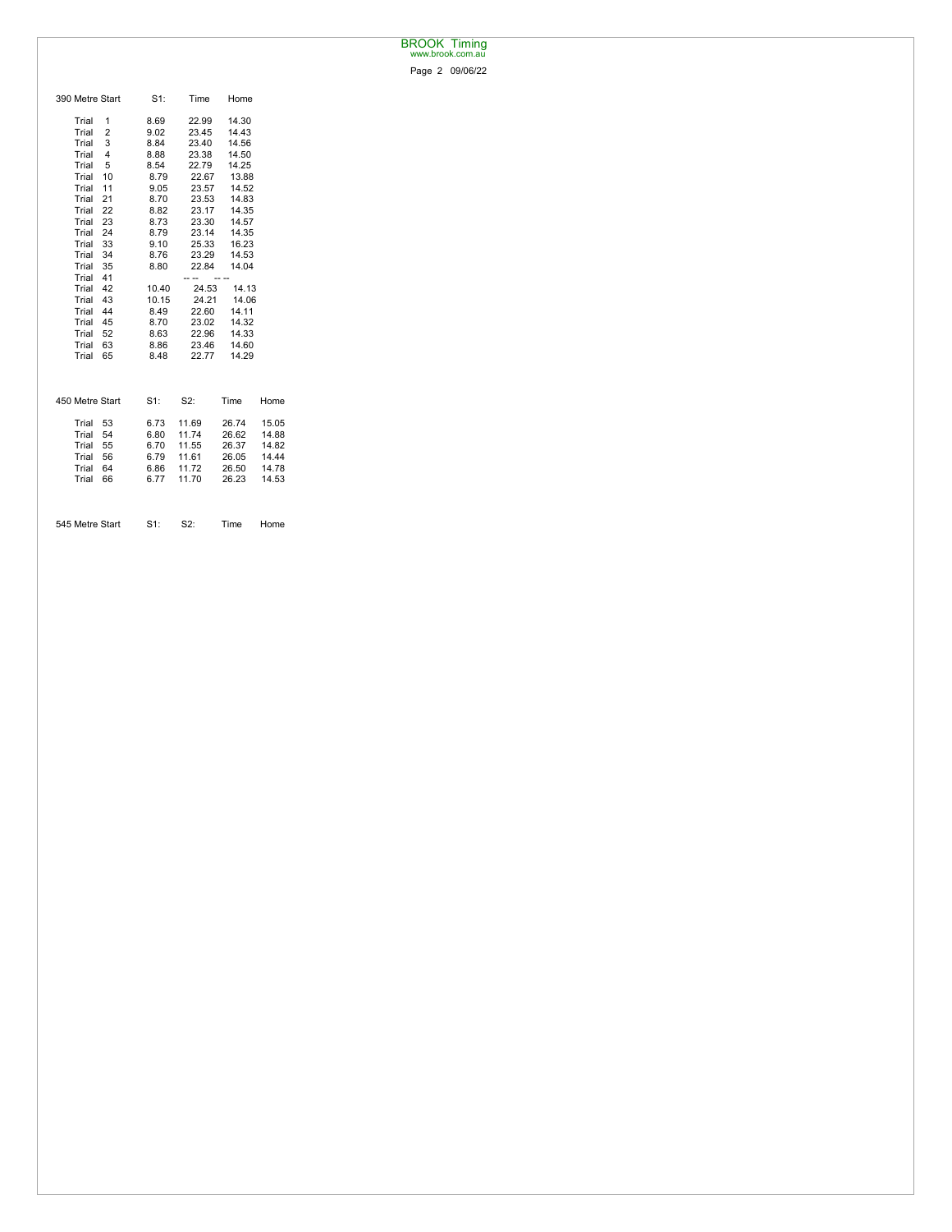| 390 Metre Start | S1: | Time | Home |
|---|---|---|---|
| Trial 1 | 8.69 | 22.99 | 14.30 |
| Trial 2 | 9.02 | 23.45 | 14.43 |
| Trial 3 | 8.84 | 23.40 | 14.56 |
| Trial 4 | 8.88 | 23.38 | 14.50 |
| Trial 5 | 8.54 | 22.79 | 14.25 |
| Trial 10 | 8.79 | 22.67 | 13.88 |
| Trial 11 | 9.05 | 23.57 | 14.52 |
| Trial 21 | 8.70 | 23.53 | 14.83 |
| Trial 22 | 8.82 | 23.17 | 14.35 |
| Trial 23 | 8.73 | 23.30 | 14.57 |
| Trial 24 | 8.79 | 23.14 | 14.35 |
| Trial 33 | 9.10 | 25.33 | 16.23 |
| Trial 34 | 8.76 | 23.29 | 14.53 |
| Trial 35 | 8.80 | 22.84 | 14.04 |
| Trial 41 | | -- -- | -- -- |
| Trial 42 | 10.40 | 24.53 | 14.13 |
| Trial 43 | 10.15 | 24.21 | 14.06 |
| Trial 44 | 8.49 | 22.60 | 14.11 |
| Trial 45 | 8.70 | 23.02 | 14.32 |
| Trial 52 | 8.63 | 22.96 | 14.33 |
| Trial 63 | 8.86 | 23.46 | 14.60 |
| Trial 65 | 8.48 | 22.77 | 14.29 |

| 450 Metre Start | S1: | S2: | Time | Home |
|---|---|---|---|---|
| Trial 53 | 6.73 | 11.69 | 26.74 | 15.05 |
| Trial 54 | 6.80 | 11.74 | 26.62 | 14.88 |
| Trial 55 | 6.70 | 11.55 | 26.37 | 14.82 |
| Trial 56 | 6.79 | 11.61 | 26.05 | 14.44 |
| Trial 64 | 6.86 | 11.72 | 26.50 | 14.78 |
| Trial 66 | 6.77 | 11.70 | 26.23 | 14.53 |

| 545 Metre Start | S1: | S2: | Time | Home |
|---|---|---|---|---|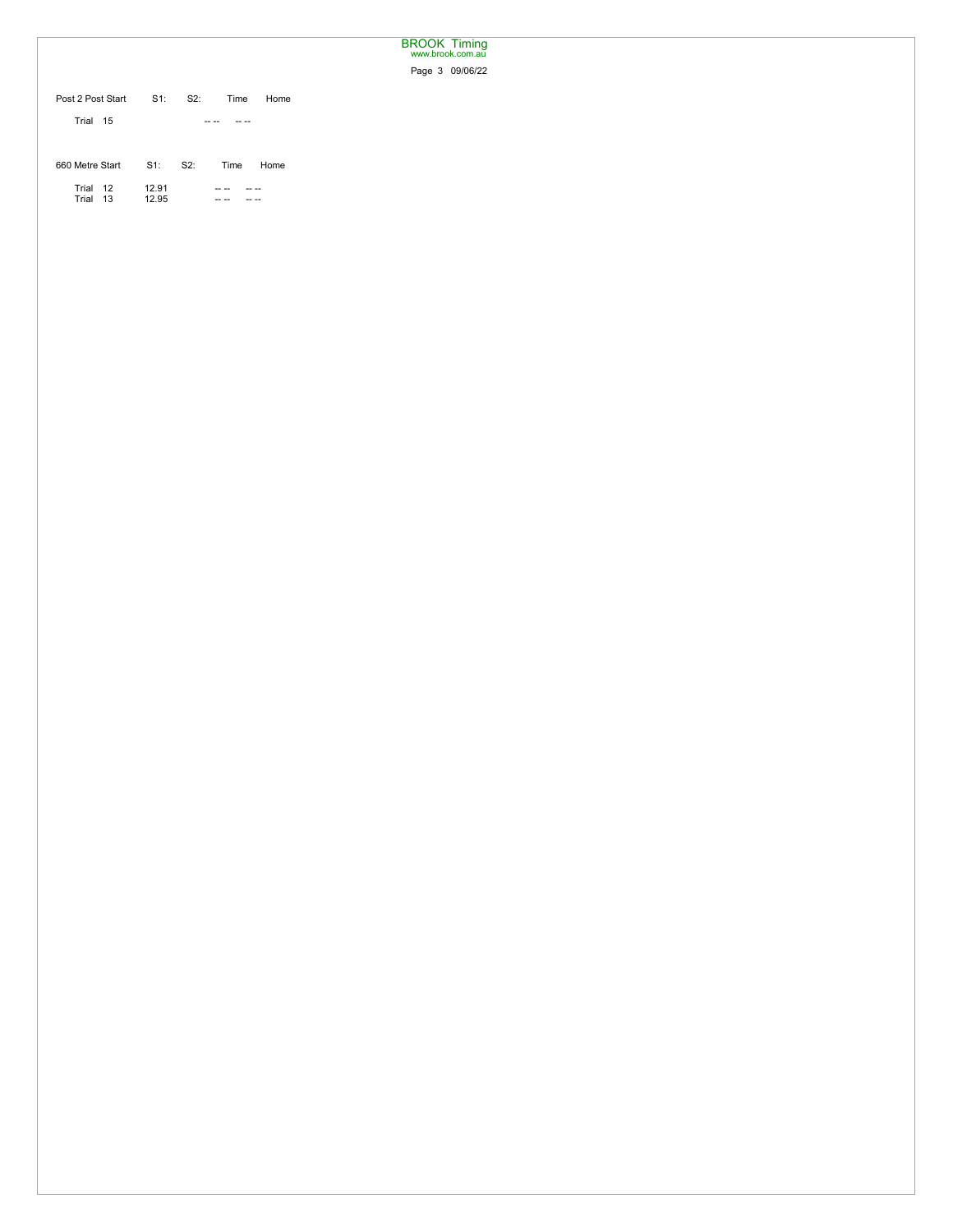| Post 2 Post Start | S1: | S2: | Time | Home |
| --- | --- | --- | --- | --- |
| Trial 15 | | | -- -- | -- -- |

| 660 Metre Start | S1: | S2: | Time | Home |
| --- | --- | --- | --- | --- |
| Trial 12 | 12.91 | | -- -- | -- -- |
| Trial 13 | 12.95 | | -- -- | -- -- |